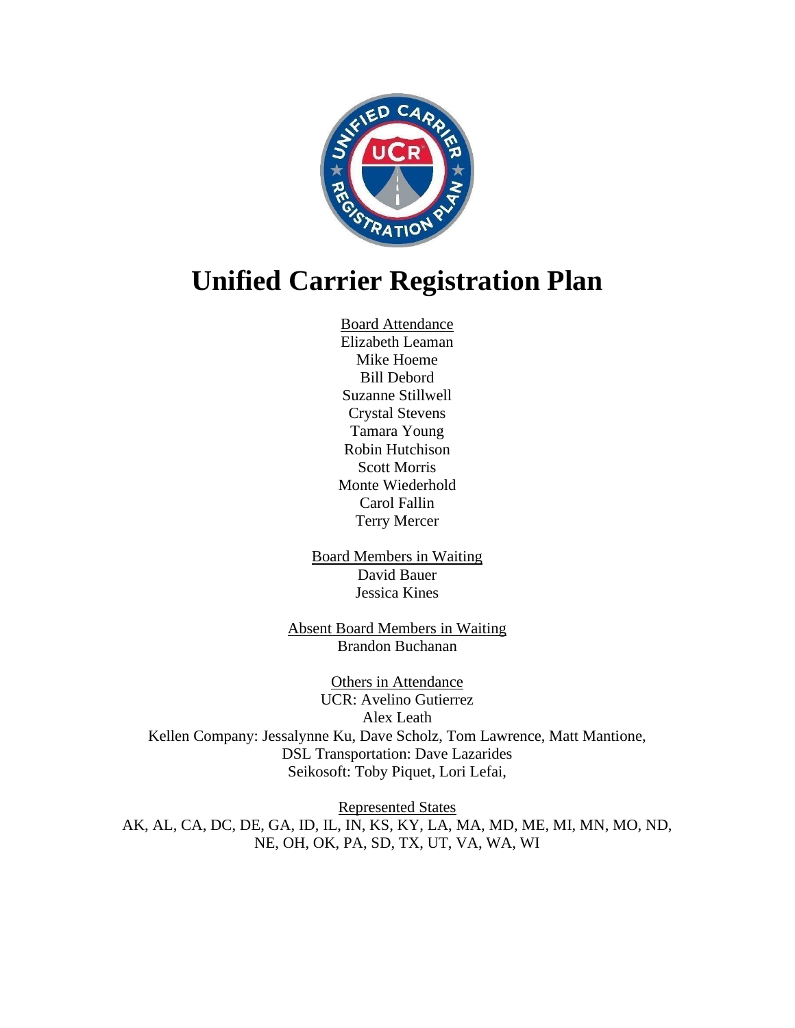# Unified Carrier Registration Plan

Board Attendance
Elizabeth Leaman
Mike Hoeme
Bill Debord
Suzanne Stillwell
Crystal Stevens
Tamara Young
Robin Hutchison
Scott Morris
Monte Wiederhold
Carol Fallin
Terry Mercer

Board Members in Waiting
David Bauer
Jessica Kines

Absent Board Members in Waiting
Brandon Buchanan

Others in Attendance
UCR: Avelino Gutierrez
Alex Leath
Kellen Company: Jessalynne Ku, Dave Scholz, Tom Lawrence, Matt Mantione,
DSL Transportation: Dave Lazarides
Seikosoft: Toby Piquet, Lori Lefai,

Represented States
AK, AL, CA, DC, DE, GA, ID, IL, IN, KS, KY, LA, MA, MD, ME, MI, MN, MO, ND, NE, OH, OK, PA, SD, TX, UT, VA, WA, WI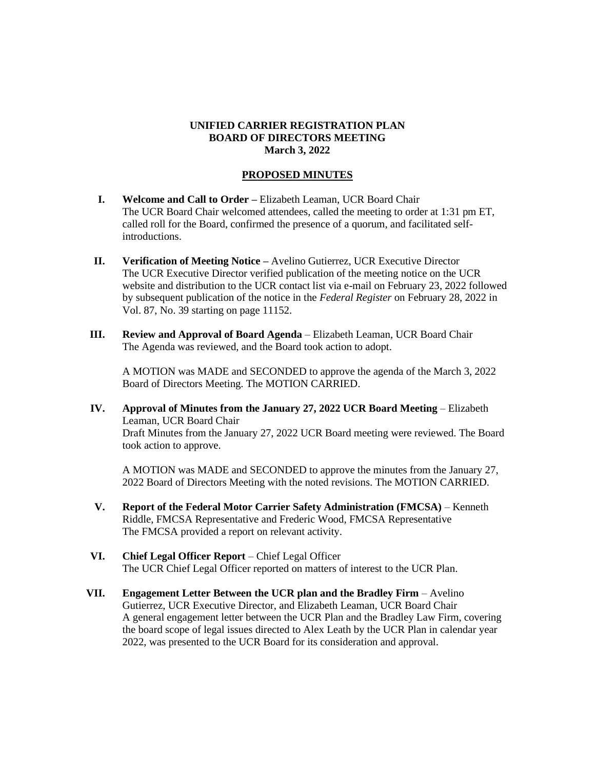**UNIFIED CARRIER REGISTRATION PLAN**
**BOARD OF DIRECTORS MEETING**
**March 3, 2022**

**PROPOSED MINUTES**

**I. Welcome and Call to Order –** Elizabeth Leaman, UCR Board Chair
The UCR Board Chair welcomed attendees, called the meeting to order at 1:31 pm ET, called roll for the Board, confirmed the presence of a quorum, and facilitated self-introductions.

**II. Verification of Meeting Notice –** Avelino Gutierrez, UCR Executive Director
The UCR Executive Director verified publication of the meeting notice on the UCR website and distribution to the UCR contact list via e-mail on February 23, 2022 followed by subsequent publication of the notice in the *Federal Register* on February 28, 2022 in Vol. 87, No. 39 starting on page 11152.

**III. Review and Approval of Board Agenda** – Elizabeth Leaman, UCR Board Chair
The Agenda was reviewed, and the Board took action to adopt.

A MOTION was MADE and SECONDED to approve the agenda of the March 3, 2022 Board of Directors Meeting. The MOTION CARRIED.

**IV. Approval of Minutes from the January 27, 2022 UCR Board Meeting** – Elizabeth Leaman, UCR Board Chair
Draft Minutes from the January 27, 2022 UCR Board meeting were reviewed. The Board took action to approve.

A MOTION was MADE and SECONDED to approve the minutes from the January 27, 2022 Board of Directors Meeting with the noted revisions. The MOTION CARRIED.

**V. Report of the Federal Motor Carrier Safety Administration (FMCSA)** – Kenneth Riddle, FMCSA Representative and Frederic Wood, FMCSA Representative
The FMCSA provided a report on relevant activity.

**VI. Chief Legal Officer Report** – Chief Legal Officer
The UCR Chief Legal Officer reported on matters of interest to the UCR Plan.

**VII. Engagement Letter Between the UCR plan and the Bradley Firm** – Avelino Gutierrez, UCR Executive Director, and Elizabeth Leaman, UCR Board Chair
A general engagement letter between the UCR Plan and the Bradley Law Firm, covering the board scope of legal issues directed to Alex Leath by the UCR Plan in calendar year 2022, was presented to the UCR Board for its consideration and approval.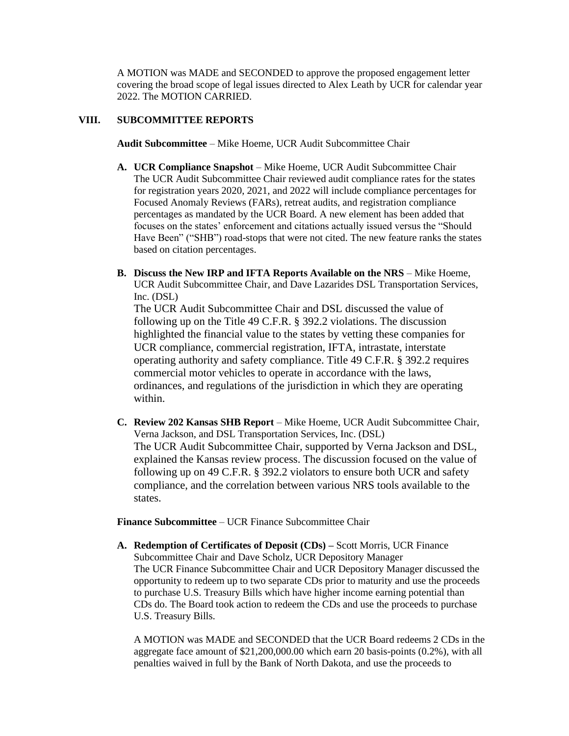A MOTION was MADE and SECONDED to approve the proposed engagement letter covering the broad scope of legal issues directed to Alex Leath by UCR for calendar year 2022. The MOTION CARRIED.

## VIII. SUBCOMMITTEE REPORTS

**Audit Subcommittee** – Mike Hoeme, UCR Audit Subcommittee Chair

**A. UCR Compliance Snapshot** – Mike Hoeme, UCR Audit Subcommittee Chair

The UCR Audit Subcommittee Chair reviewed audit compliance rates for the states for registration years 2020, 2021, and 2022 will include compliance percentages for Focused Anomaly Reviews (FARs), retreat audits, and registration compliance percentages as mandated by the UCR Board. A new element has been added that focuses on the states' enforcement and citations actually issued versus the "Should Have Been" ("SHB") road-stops that were not cited. The new feature ranks the states based on citation percentages.

**B. Discuss the New IRP and IFTA Reports Available on the NRS** – Mike Hoeme, UCR Audit Subcommittee Chair, and Dave Lazarides DSL Transportation Services, Inc. (DSL)

The UCR Audit Subcommittee Chair and DSL discussed the value of following up on the Title 49 C.F.R. § 392.2 violations. The discussion highlighted the financial value to the states by vetting these companies for UCR compliance, commercial registration, IFTA, intrastate, interstate operating authority and safety compliance. Title 49 C.F.R. § 392.2 requires commercial motor vehicles to operate in accordance with the laws, ordinances, and regulations of the jurisdiction in which they are operating within.

**C. Review 202 Kansas SHB Report** – Mike Hoeme, UCR Audit Subcommittee Chair, Verna Jackson, and DSL Transportation Services, Inc. (DSL)

The UCR Audit Subcommittee Chair, supported by Verna Jackson and DSL, explained the Kansas review process. The discussion focused on the value of following up on 49 C.F.R. § 392.2 violators to ensure both UCR and safety compliance, and the correlation between various NRS tools available to the states.

**Finance Subcommittee** – UCR Finance Subcommittee Chair

**A. Redemption of Certificates of Deposit (CDs) –** Scott Morris, UCR Finance Subcommittee Chair and Dave Scholz, UCR Depository Manager

The UCR Finance Subcommittee Chair and UCR Depository Manager discussed the opportunity to redeem up to two separate CDs prior to maturity and use the proceeds to purchase U.S. Treasury Bills which have higher income earning potential than CDs do. The Board took action to redeem the CDs and use the proceeds to purchase U.S. Treasury Bills.

A MOTION was MADE and SECONDED that the UCR Board redeems 2 CDs in the aggregate face amount of $21,200,000.00 which earn 20 basis-points (0.2%), with all penalties waived in full by the Bank of North Dakota, and use the proceeds to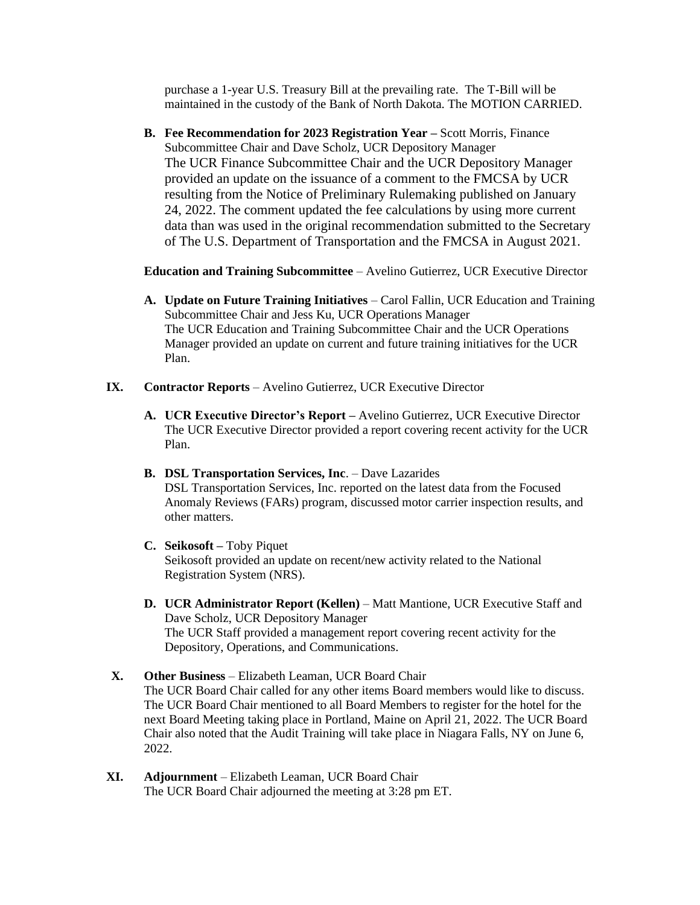purchase a 1-year U.S. Treasury Bill at the prevailing rate. The T-Bill will be maintained in the custody of the Bank of North Dakota. The MOTION CARRIED.

**B. Fee Recommendation for 2023 Registration Year –** Scott Morris, Finance Subcommittee Chair and Dave Scholz, UCR Depository Manager
The UCR Finance Subcommittee Chair and the UCR Depository Manager provided an update on the issuance of a comment to the FMCSA by UCR resulting from the Notice of Preliminary Rulemaking published on January 24, 2022. The comment updated the fee calculations by using more current data than was used in the original recommendation submitted to the Secretary of The U.S. Department of Transportation and the FMCSA in August 2021.

**Education and Training Subcommittee** – Avelino Gutierrez, UCR Executive Director

**A. Update on Future Training Initiatives** – Carol Fallin, UCR Education and Training Subcommittee Chair and Jess Ku, UCR Operations Manager
The UCR Education and Training Subcommittee Chair and the UCR Operations Manager provided an update on current and future training initiatives for the UCR Plan.

**IX. Contractor Reports** – Avelino Gutierrez, UCR Executive Director

**A. UCR Executive Director's Report –** Avelino Gutierrez, UCR Executive Director
The UCR Executive Director provided a report covering recent activity for the UCR Plan.

**B. DSL Transportation Services, Inc**. – Dave Lazarides
DSL Transportation Services, Inc. reported on the latest data from the Focused Anomaly Reviews (FARs) program, discussed motor carrier inspection results, and other matters.

**C. Seikosoft –** Toby Piquet
Seikosoft provided an update on recent/new activity related to the National Registration System (NRS).

**D. UCR Administrator Report (Kellen)** – Matt Mantione, UCR Executive Staff and Dave Scholz, UCR Depository Manager
The UCR Staff provided a management report covering recent activity for the Depository, Operations, and Communications.

**X. Other Business** – Elizabeth Leaman, UCR Board Chair
The UCR Board Chair called for any other items Board members would like to discuss. The UCR Board Chair mentioned to all Board Members to register for the hotel for the next Board Meeting taking place in Portland, Maine on April 21, 2022. The UCR Board Chair also noted that the Audit Training will take place in Niagara Falls, NY on June 6, 2022.

**XI. Adjournment** – Elizabeth Leaman, UCR Board Chair
The UCR Board Chair adjourned the meeting at 3:28 pm ET.